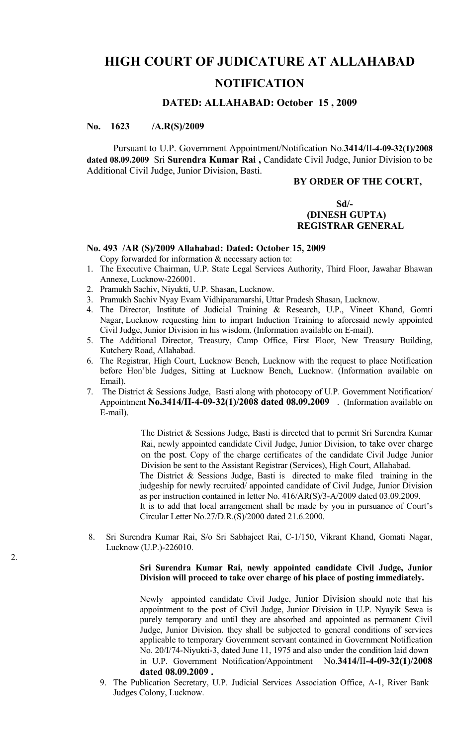# HIGH COURT OF JUDICATURE AT ALLAHABAD

## NOTIFICATION

### DATED: ALLAHABAD: October 15 , 2009

**No. 1623 /A.R(S)/2009**

Pursuant to U.P. Government Appointment/Notification No.**3414/II-4-09-32(1)/2008 dated 08.09.2009** Sri **Surendra Kumar Rai ,** Candidate Civil Judge, Junior Division to be Additional Civil Judge, Junior Division, Basti.

**BY ORDER OF THE COURT,**

**Sd/-**
**(DINESH GUPTA)**
**REGISTRAR GENERAL**

**No. 493 /AR (S)/2009 Allahabad: Dated: October 15, 2009**

Copy forwarded for information & necessary action to:

1. The Executive Chairman, U.P. State Legal Services Authority, Third Floor, Jawahar Bhawan Annexe, Lucknow-226001.
2. Pramukh Sachiv, Niyukti, U.P. Shasan, Lucknow.
3. Pramukh Sachiv Nyay Evam Vidhiparamarshi, Uttar Pradesh Shasan, Lucknow.
4. The Director, Institute of Judicial Training & Research, U.P., Vineet Khand, Gomti Nagar, Lucknow requesting him to impart Induction Training to aforesaid newly appointed Civil Judge, Junior Division in his wisdom. (Information available on E-mail).
5. The Additional Director, Treasury, Camp Office, First Floor, New Treasury Building, Kutchery Road, Allahabad.
6. The Registrar, High Court, Lucknow Bench, Lucknow with the request to place Notification before Hon'ble Judges, Sitting at Lucknow Bench, Lucknow. (Information available on Email).
7. The District & Sessions Judge, Basti along with photocopy of U.P. Government Notification/ Appointment **No.3414/II-4-09-32(1)/2008 dated 08.09.2009** . (Information available on E-mail).

   The District & Sessions Judge, Basti is directed that to permit Sri Surendra Kumar Rai, newly appointed candidate Civil Judge, Junior Division, to take over charge on the post. Copy of the charge certificates of the candidate Civil Judge Junior Division be sent to the Assistant Registrar (Services), High Court, Allahabad.
   The District & Sessions Judge, Basti is directed to make filed training in the judgeship for newly recruited/ appointed candidate of Civil Judge, Junior Division as per instruction contained in letter No. 416/AR(S)/3-A/2009 dated 03.09.2009.
   It is to add that local arrangement shall be made by you in pursuance of Court's Circular Letter No.27/D.R.(S)/2000 dated 21.6.2000.

8. Sri Surendra Kumar Rai, S/o Sri Sabhajeet Rai, C-1/150, Vikrant Khand, Gomati Nagar, Lucknow (U.P.)-226010.

   **Sri Surendra Kumar Rai, newly appointed candidate Civil Judge, Junior Division will proceed to take over charge of his place of posting immediately.**

   Newly appointed candidate Civil Judge, Junior Division should note that his appointment to the post of Civil Judge, Junior Division in U.P. Nyayik Sewa is purely temporary and until they are absorbed and appointed as permanent Civil Judge, Junior Division. they shall be subjected to general conditions of services applicable to temporary Government servant contained in Government Notification No. 20/I/74-Niyukti-3, dated June 11, 1975 and also under the condition laid down in U.P. Government Notification/Appointment No.**3414/II-4-09-32(1)/2008 dated 08.09.2009 .**

9. The Publication Secretary, U.P. Judicial Services Association Office, A-1, River Bank Judges Colony, Lucknow.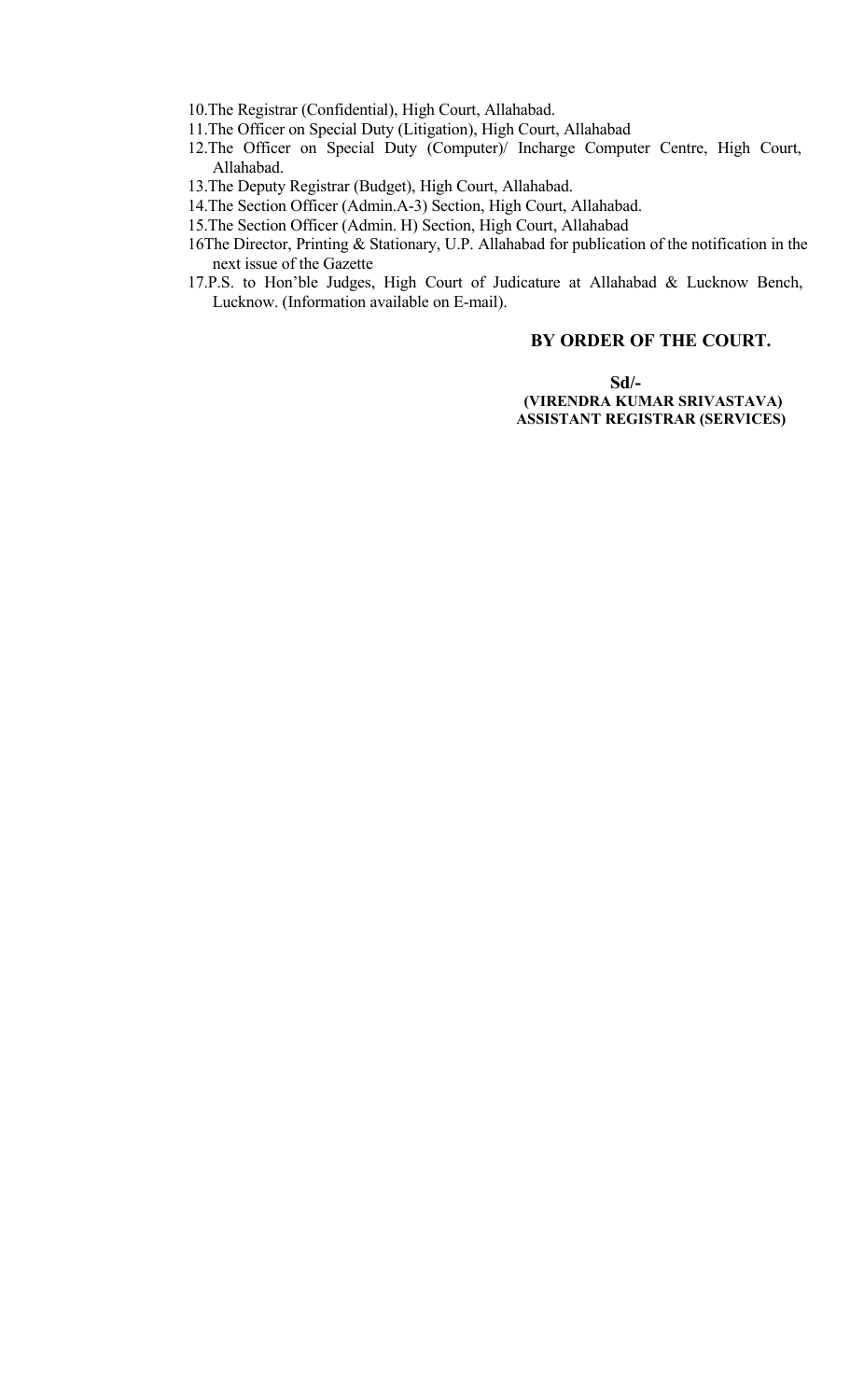10.The Registrar (Confidential), High Court, Allahabad.
11.The Officer on Special Duty (Litigation), High Court, Allahabad
12.The Officer on Special Duty (Computer)/ Incharge Computer Centre, High Court, Allahabad.
13.The Deputy Registrar (Budget), High Court, Allahabad.
14.The Section Officer (Admin.A-3) Section, High Court, Allahabad.
15.The Section Officer (Admin. H) Section, High Court, Allahabad
16The Director, Printing & Stationary, U.P. Allahabad for publication of the notification in the next issue of the Gazette
17.P.S. to Hon'ble Judges, High Court of Judicature at Allahabad & Lucknow Bench, Lucknow. (Information available on E-mail).

**BY ORDER OF THE COURT.**

**Sd/-**
**(VIRENDRA KUMAR SRIVASTAVA)**
**ASSISTANT REGISTRAR (SERVICES)**